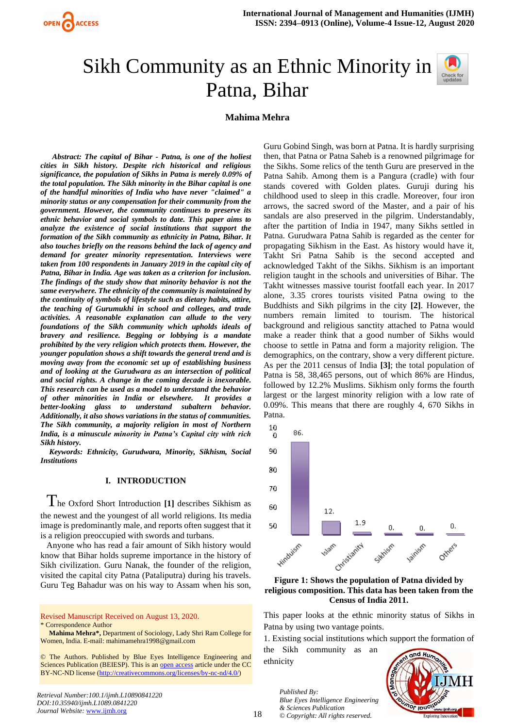# Sikh Community as an Ethnic Minority in Patna, Bihar

**Mahima Mehra**

***Abstract:** The capital of Bihar - Patna, is one of the holiest cities in Sikh history. Despite rich historical and religious significance, the population of Sikhs in Patna is merely 0.09% of the total population. The Sikh minority in the Bihar capital is one of the handful minorities of India who have never "claimed" a minority status or any compensation for their community from the government. However, the community continues to preserve its ethnic behavior and social symbols to date. This paper aims to analyze the existence of social institutions that support the formation of the Sikh community as ethnicity in Patna, Bihar. It also touches briefly on the reasons behind the lack of agency and demand for greater minority representation. Interviews were taken from 100 respondents in January 2019 in the capital city of Patna, Bihar in India. Age was taken as a criterion for inclusion. The findings of the study show that minority behavior is not the same everywhere. The ethnicity of the community is maintained by the continuity of symbols of lifestyle such as dietary habits, attire, the teaching of Gurumukhi in school and colleges, and trade activities. A reasonable explanation can allude to the very foundations of the Sikh community which upholds ideals of bravery and resilience. Begging or lobbying is a mandate prohibited by the very religion which protects them. However, the younger population shows a shift towards the general trend and is moving away from the economic set up of establishing business and of looking at the Gurudwara as an intersection of political and social rights. A change in the coming decade is inexorable. This research can be used as a model to understand the behavior of other minorities in India or elsewhere. It provides a better-looking glass to understand subaltern behavior. Additionally, it also shows variations in the status of communities. The Sikh community, a majority religion in most of Northern India, is a minuscule minority in Patna's Capital city with rich Sikh history.*

***Keywords:** Ethnicity, Gurudwara, Minority, Sikhism, Social Institutions*

## I. INTRODUCTION

The Oxford Short Introduction **[1]** describes Sikhism as the newest and the youngest of all world religions. Its media image is predominantly male, and reports often suggest that it is a religion preoccupied with swords and turbans.

Anyone who has read a fair amount of Sikh history would know that Bihar holds supreme importance in the history of Sikh civilization. Guru Nanak, the founder of the religion, visited the capital city Patna (Pataliputra) during his travels. Guru Teg Bahadur was on his way to Assam when his son, Guru Gobind Singh, was born at Patna. It is hardly surprising then, that Patna or Patna Saheb is a renowned pilgrimage for the Sikhs. Some relics of the tenth Guru are preserved in the Patna Sahib. Among them is a Pangura (cradle) with four stands covered with Golden plates. Guruji during his childhood used to sleep in this cradle. Moreover, four iron arrows, the sacred sword of the Master, and a pair of his sandals are also preserved in the pilgrim. Understandably, after the partition of India in 1947, many Sikhs settled in Patna. Gurudwara Patna Sahib is regarded as the center for propagating Sikhism in the East. As history would have it, Takht Sri Patna Sahib is the second accepted and acknowledged Takht of the Sikhs. Sikhism is an important religion taught in the schools and universities of Bihar. The Takht witnesses massive tourist footfall each year. In 2017 alone, 3.35 crores tourists visited Patna owing to the Buddhists and Sikh pilgrims in the city **[2]**. However, the numbers remain limited to tourism. The historical background and religious sanctity attached to Patna would make a reader think that a good number of Sikhs would choose to settle in Patna and form a majority religion. The demographics, on the contrary, show a very different picture. As per the 2011 census of India **[3]**; the total population of Patna is 58, 38,465 persons, out of which 86% are Hindus, followed by 12.2% Muslims. Sikhism only forms the fourth largest or the largest minority religion with a low rate of 0.09%. This means that there are roughly 4, 670 Sikhs in Patna.

**Figure 1: Shows the population of Patna divided by religious composition. This data has been taken from the Census of India 2011.**

This paper looks at the ethnic minority status of Sikhs in Patna by using two vantage points.

1. Existing social institutions which support the formation of the Sikh community as an ethnicity

---

Revised Manuscript Received on August 13, 2020.

\* Correspondence Author

**Mahima Mehra\***, Department of Sociology, Lady Shri Ram College for Women, India. E-mail: mahimamehra1998@gmail.com

© The Authors. Published by Blue Eyes Intelligence Engineering and Sciences Publication (BEIESP). This is an open access article under the CC BY-NC-ND license (http://creativecommons.org/licenses/by-nc-nd/4.0/)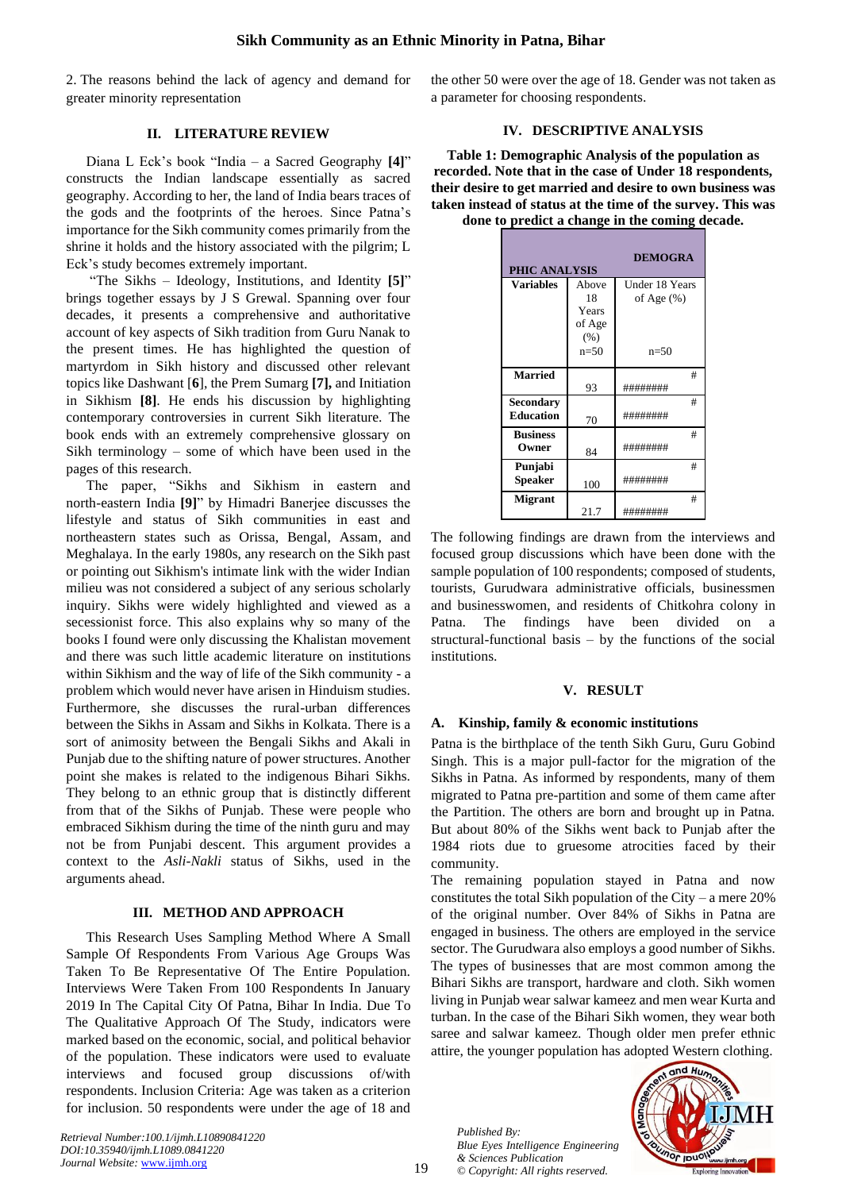2. The reasons behind the lack of agency and demand for greater minority representation

## II. LITERATURE REVIEW

Diana L Eck's book "India – a Sacred Geography **[4]**" constructs the Indian landscape essentially as sacred geography. According to her, the land of India bears traces of the gods and the footprints of the heroes. Since Patna's importance for the Sikh community comes primarily from the shrine it holds and the history associated with the pilgrim; L Eck's study becomes extremely important.

"The Sikhs – Ideology, Institutions, and Identity **[5]**" brings together essays by J S Grewal. Spanning over four decades, it presents a comprehensive and authoritative account of key aspects of Sikh tradition from Guru Nanak to the present times. He has highlighted the question of martyrdom in Sikh history and discussed other relevant topics like Dashwant [**6**], the Prem Sumarg **[7],** and Initiation in Sikhism **[8]**. He ends his discussion by highlighting contemporary controversies in current Sikh literature. The book ends with an extremely comprehensive glossary on Sikh terminology – some of which have been used in the pages of this research.

The paper, "Sikhs and Sikhism in eastern and north-eastern India **[9]**" by Himadri Banerjee discusses the lifestyle and status of Sikh communities in east and northeastern states such as Orissa, Bengal, Assam, and Meghalaya. In the early 1980s, any research on the Sikh past or pointing out Sikhism's intimate link with the wider Indian milieu was not considered a subject of any serious scholarly inquiry. Sikhs were widely highlighted and viewed as a secessionist force. This also explains why so many of the books I found were only discussing the Khalistan movement and there was such little academic literature on institutions within Sikhism and the way of life of the Sikh community - a problem which would never have arisen in Hinduism studies. Furthermore, she discusses the rural-urban differences between the Sikhs in Assam and Sikhs in Kolkata. There is a sort of animosity between the Bengali Sikhs and Akali in Punjab due to the shifting nature of power structures. Another point she makes is related to the indigenous Bihari Sikhs. They belong to an ethnic group that is distinctly different from that of the Sikhs of Punjab. These were people who embraced Sikhism during the time of the ninth guru and may not be from Punjabi descent. This argument provides a context to the *Asli-Nakli* status of Sikhs, used in the arguments ahead.

## III. METHOD AND APPROACH

This Research Uses Sampling Method Where A Small Sample Of Respondents From Various Age Groups Was Taken To Be Representative Of The Entire Population. Interviews Were Taken From 100 Respondents In January 2019 In The Capital City Of Patna, Bihar In India. Due To The Qualitative Approach Of The Study, indicators were marked based on the economic, social, and political behavior of the population. These indicators were used to evaluate interviews and focused group discussions of/with respondents. Inclusion Criteria: Age was taken as a criterion for inclusion. 50 respondents were under the age of 18 and the other 50 were over the age of 18. Gender was not taken as a parameter for choosing respondents.

## IV. DESCRIPTIVE ANALYSIS

**Table 1: Demographic Analysis of the population as recorded. Note that in the case of Under 18 respondents, their desire to get married and desire to own business was taken instead of status at the time of the survey. This was done to predict a change in the coming decade.**

| DEMOGRAPHIC ANALYSIS | | |
|---|---|---|
| **Variables** | Above 18 Years of Age (%) n=50 | Under 18 Years of Age (%) n=50 |
| **Married** | 93 | ######## |
| **Secondary Education** | 70 | ######## |
| **Business Owner** | 84 | ######## |
| **Punjabi Speaker** | 100 | ######## |
| **Migrant** | 21.7 | ######## |

The following findings are drawn from the interviews and focused group discussions which have been done with the sample population of 100 respondents; composed of students, tourists, Gurudwara administrative officials, businessmen and businesswomen, and residents of Chitkohra colony in Patna. The findings have been divided on a structural-functional basis – by the functions of the social institutions.

## V. RESULT

### A. Kinship, family & economic institutions

Patna is the birthplace of the tenth Sikh Guru, Guru Gobind Singh. This is a major pull-factor for the migration of the Sikhs in Patna. As informed by respondents, many of them migrated to Patna pre-partition and some of them came after the Partition. The others are born and brought up in Patna. But about 80% of the Sikhs went back to Punjab after the 1984 riots due to gruesome atrocities faced by their community.

The remaining population stayed in Patna and now constitutes the total Sikh population of the City – a mere 20% of the original number. Over 84% of Sikhs in Patna are engaged in business. The others are employed in the service sector. The Gurudwara also employs a good number of Sikhs. The types of businesses that are most common among the Bihari Sikhs are transport, hardware and cloth. Sikh women living in Punjab wear salwar kameez and men wear Kurta and turban. In the case of the Bihari Sikh women, they wear both saree and salwar kameez. Though older men prefer ethnic attire, the younger population has adopted Western clothing.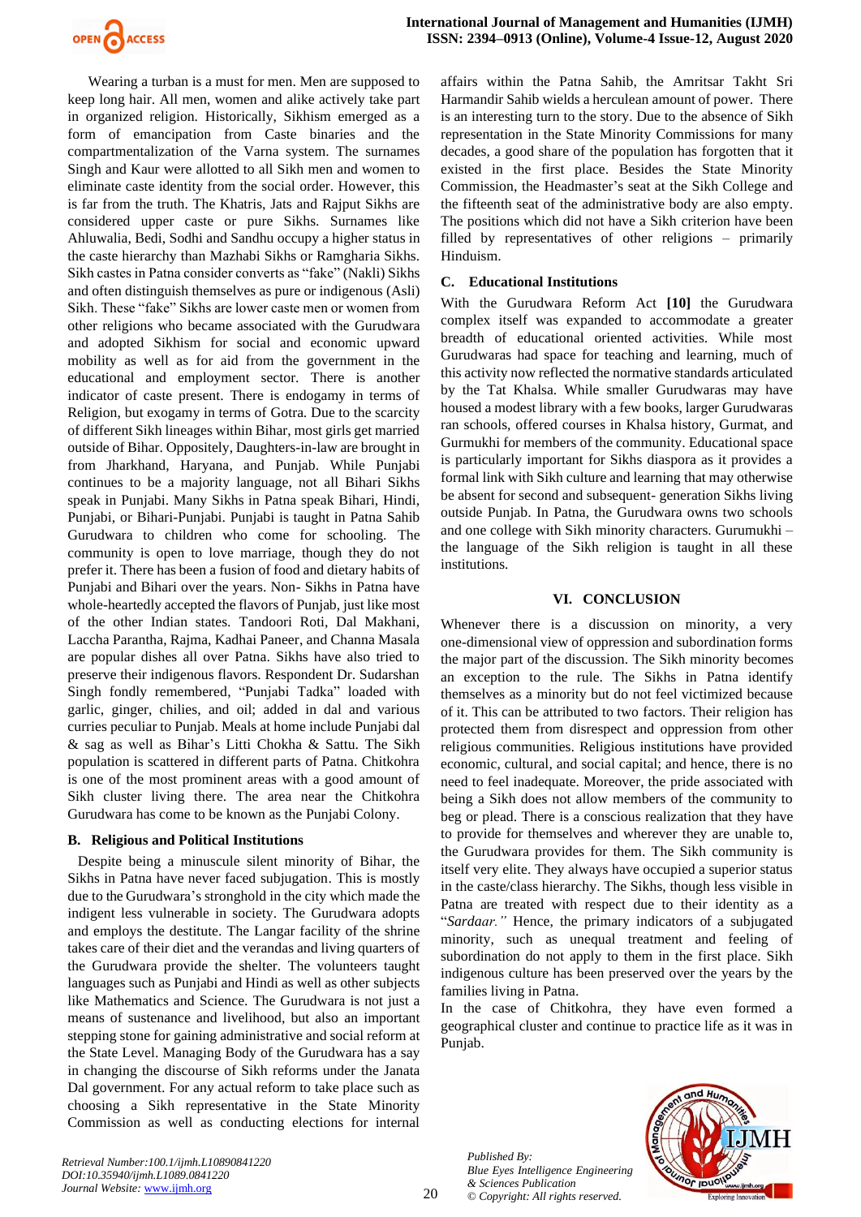Wearing a turban is a must for men. Men are supposed to keep long hair. All men, women and alike actively take part in organized religion. Historically, Sikhism emerged as a form of emancipation from Caste binaries and the compartmentalization of the Varna system. The surnames Singh and Kaur were allotted to all Sikh men and women to eliminate caste identity from the social order. However, this is far from the truth. The Khatris, Jats and Rajput Sikhs are considered upper caste or pure Sikhs. Surnames like Ahluwalia, Bedi, Sodhi and Sandhu occupy a higher status in the caste hierarchy than Mazhabi Sikhs or Ramgharia Sikhs. Sikh castes in Patna consider converts as "fake" (Nakli) Sikhs and often distinguish themselves as pure or indigenous (Asli) Sikh. These "fake" Sikhs are lower caste men or women from other religions who became associated with the Gurudwara and adopted Sikhism for social and economic upward mobility as well as for aid from the government in the educational and employment sector. There is another indicator of caste present. There is endogamy in terms of Religion, but exogamy in terms of Gotra. Due to the scarcity of different Sikh lineages within Bihar, most girls get married outside of Bihar. Oppositely, Daughters-in-law are brought in from Jharkhand, Haryana, and Punjab. While Punjabi continues to be a majority language, not all Bihari Sikhs speak in Punjabi. Many Sikhs in Patna speak Bihari, Hindi, Punjabi, or Bihari-Punjabi. Punjabi is taught in Patna Sahib Gurudwara to children who come for schooling. The community is open to love marriage, though they do not prefer it. There has been a fusion of food and dietary habits of Punjabi and Bihari over the years. Non- Sikhs in Patna have whole-heartedly accepted the flavors of Punjab, just like most of the other Indian states. Tandoori Roti, Dal Makhani, Laccha Parantha, Rajma, Kadhai Paneer, and Channa Masala are popular dishes all over Patna. Sikhs have also tried to preserve their indigenous flavors. Respondent Dr. Sudarshan Singh fondly remembered, "Punjabi Tadka" loaded with garlic, ginger, chilies, and oil; added in dal and various curries peculiar to Punjab. Meals at home include Punjabi dal & sag as well as Bihar's Litti Chokha & Sattu. The Sikh population is scattered in different parts of Patna. Chitkohra is one of the most prominent areas with a good amount of Sikh cluster living there. The area near the Chitkohra Gurudwara has come to be known as the Punjabi Colony.

### B. Religious and Political Institutions

Despite being a minuscule silent minority of Bihar, the Sikhs in Patna have never faced subjugation. This is mostly due to the Gurudwara's stronghold in the city which made the indigent less vulnerable in society. The Gurudwara adopts and employs the destitute. The Langar facility of the shrine takes care of their diet and the verandas and living quarters of the Gurudwara provide the shelter. The volunteers taught languages such as Punjabi and Hindi as well as other subjects like Mathematics and Science. The Gurudwara is not just a means of sustenance and livelihood, but also an important stepping stone for gaining administrative and social reform at the State Level. Managing Body of the Gurudwara has a say in changing the discourse of Sikh reforms under the Janata Dal government. For any actual reform to take place such as choosing a Sikh representative in the State Minority Commission as well as conducting elections for internal affairs within the Patna Sahib, the Amritsar Takht Sri Harmandir Sahib wields a herculean amount of power. There is an interesting turn to the story. Due to the absence of Sikh representation in the State Minority Commissions for many decades, a good share of the population has forgotten that it existed in the first place. Besides the State Minority Commission, the Headmaster's seat at the Sikh College and the fifteenth seat of the administrative body are also empty. The positions which did not have a Sikh criterion have been filled by representatives of other religions – primarily Hinduism.

### C. Educational Institutions

With the Gurudwara Reform Act **[10]** the Gurudwara complex itself was expanded to accommodate a greater breadth of educational oriented activities. While most Gurudwaras had space for teaching and learning, much of this activity now reflected the normative standards articulated by the Tat Khalsa. While smaller Gurudwaras may have housed a modest library with a few books, larger Gurudwaras ran schools, offered courses in Khalsa history, Gurmat, and Gurmukhi for members of the community. Educational space is particularly important for Sikhs diaspora as it provides a formal link with Sikh culture and learning that may otherwise be absent for second and subsequent- generation Sikhs living outside Punjab. In Patna, the Gurudwara owns two schools and one college with Sikh minority characters. Gurumukhi – the language of the Sikh religion is taught in all these institutions.

## VI. CONCLUSION

Whenever there is a discussion on minority, a very one-dimensional view of oppression and subordination forms the major part of the discussion. The Sikh minority becomes an exception to the rule. The Sikhs in Patna identify themselves as a minority but do not feel victimized because of it. This can be attributed to two factors. Their religion has protected them from disrespect and oppression from other religious communities. Religious institutions have provided economic, cultural, and social capital; and hence, there is no need to feel inadequate. Moreover, the pride associated with being a Sikh does not allow members of the community to beg or plead. There is a conscious realization that they have to provide for themselves and wherever they are unable to, the Gurudwara provides for them. The Sikh community is itself very elite. They always have occupied a superior status in the caste/class hierarchy. The Sikhs, though less visible in Patna are treated with respect due to their identity as a "*Sardaar.*" Hence, the primary indicators of a subjugated minority, such as unequal treatment and feeling of subordination do not apply to them in the first place. Sikh indigenous culture has been preserved over the years by the families living in Patna.

In the case of Chitkohra, they have even formed a geographical cluster and continue to practice life as it was in Punjab.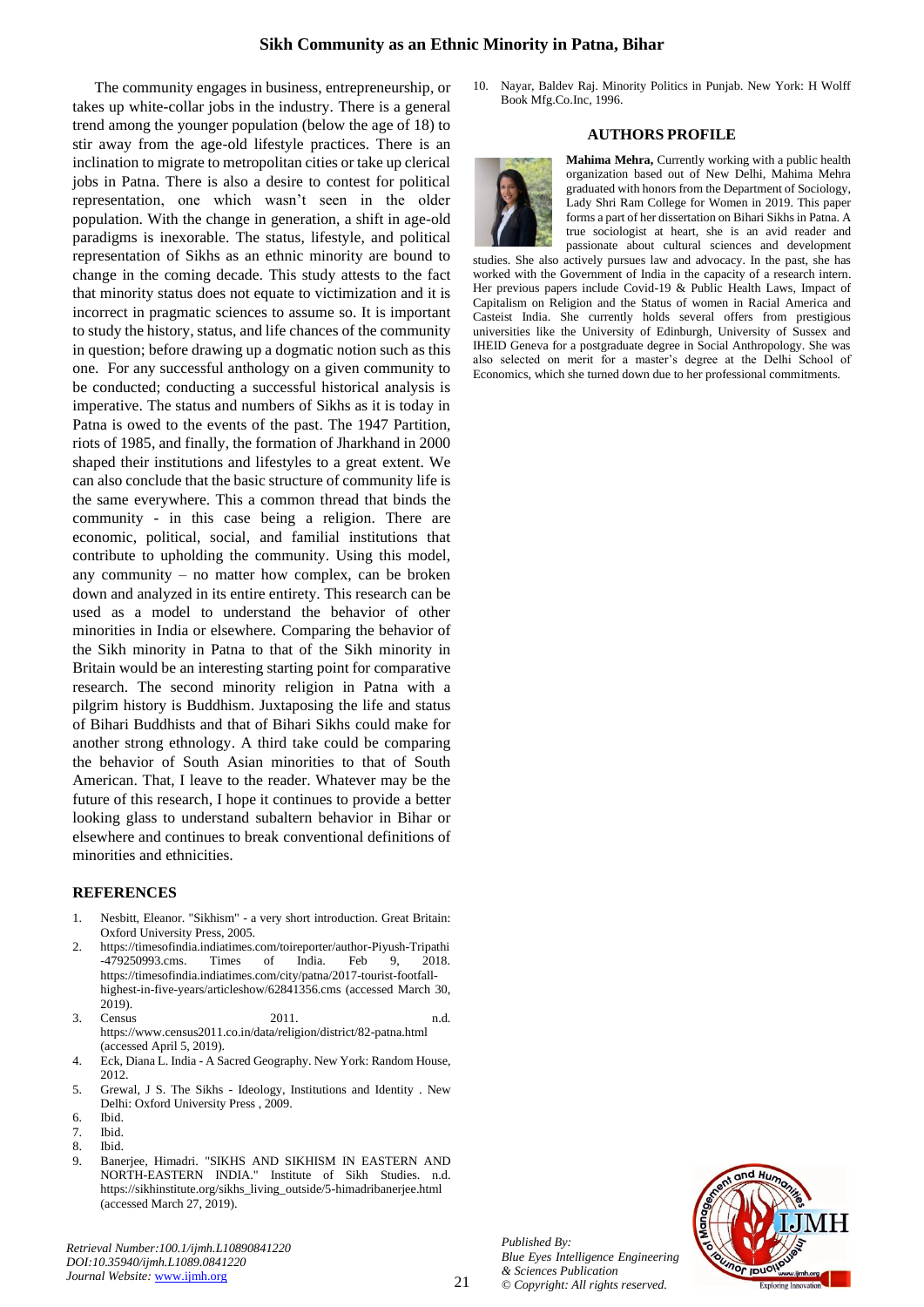The community engages in business, entrepreneurship, or takes up white-collar jobs in the industry. There is a general trend among the younger population (below the age of 18) to stir away from the age-old lifestyle practices. There is an inclination to migrate to metropolitan cities or take up clerical jobs in Patna. There is also a desire to contest for political representation, one which wasn't seen in the older population. With the change in generation, a shift in age-old paradigms is inexorable. The status, lifestyle, and political representation of Sikhs as an ethnic minority are bound to change in the coming decade. This study attests to the fact that minority status does not equate to victimization and it is incorrect in pragmatic sciences to assume so. It is important to study the history, status, and life chances of the community in question; before drawing up a dogmatic notion such as this one. For any successful anthology on a given community to be conducted; conducting a successful historical analysis is imperative. The status and numbers of Sikhs as it is today in Patna is owed to the events of the past. The 1947 Partition, riots of 1985, and finally, the formation of Jharkhand in 2000 shaped their institutions and lifestyles to a great extent. We can also conclude that the basic structure of community life is the same everywhere. This a common thread that binds the community - in this case being a religion. There are economic, political, social, and familial institutions that contribute to upholding the community. Using this model, any community – no matter how complex, can be broken down and analyzed in its entire entirety. This research can be used as a model to understand the behavior of other minorities in India or elsewhere. Comparing the behavior of the Sikh minority in Patna to that of the Sikh minority in Britain would be an interesting starting point for comparative research. The second minority religion in Patna with a pilgrim history is Buddhism. Juxtaposing the life and status of Bihari Buddhists and that of Bihari Sikhs could make for another strong ethnology. A third take could be comparing the behavior of South Asian minorities to that of South American. That, I leave to the reader. Whatever may be the future of this research, I hope it continues to provide a better looking glass to understand subaltern behavior in Bihar or elsewhere and continues to break conventional definitions of minorities and ethnicities.

## REFERENCES

1. Nesbitt, Eleanor. "Sikhism" - a very short introduction. Great Britain: Oxford University Press, 2005.
2. https://timesofindia.indiatimes.com/toireporter/author-Piyush-Tripathi-479250993.cms. Times of India. Feb 9, 2018. https://timesofindia.indiatimes.com/city/patna/2017-tourist-footfall-highest-in-five-years/articleshow/62841356.cms (accessed March 30, 2019).
3. Census 2011. n.d. https://www.census2011.co.in/data/religion/district/82-patna.html (accessed April 5, 2019).
4. Eck, Diana L. India - A Sacred Geography. New York: Random House, 2012.
5. Grewal, J S. The Sikhs - Ideology, Institutions and Identity . New Delhi: Oxford University Press , 2009.
6. Ibid.
7. Ibid.
8. Ibid.
9. Banerjee, Himadri. "SIKHS AND SIKHISM IN EASTERN AND NORTH-EASTERN INDIA." Institute of Sikh Studies. n.d. https://sikhinstitute.org/sikhs_living_outside/5-himadribanerjee.html (accessed March 27, 2019).
10. Nayar, Baldev Raj. Minority Politics in Punjab. New York: H Wolff Book Mfg.Co.Inc, 1996.

## AUTHORS PROFILE

**Mahima Mehra,** Currently working with a public health organization based out of New Delhi, Mahima Mehra graduated with honors from the Department of Sociology, Lady Shri Ram College for Women in 2019. This paper forms a part of her dissertation on Bihari Sikhs in Patna. A true sociologist at heart, she is an avid reader and passionate about cultural sciences and development studies. She also actively pursues law and advocacy. In the past, she has worked with the Government of India in the capacity of a research intern. Her previous papers include Covid-19 & Public Health Laws, Impact of Capitalism on Religion and the Status of women in Racial America and Casteist India. She currently holds several offers from prestigious universities like the University of Edinburgh, University of Sussex and IHEID Geneva for a postgraduate degree in Social Anthropology. She was also selected on merit for a master's degree at the Delhi School of Economics, which she turned down due to her professional commitments.